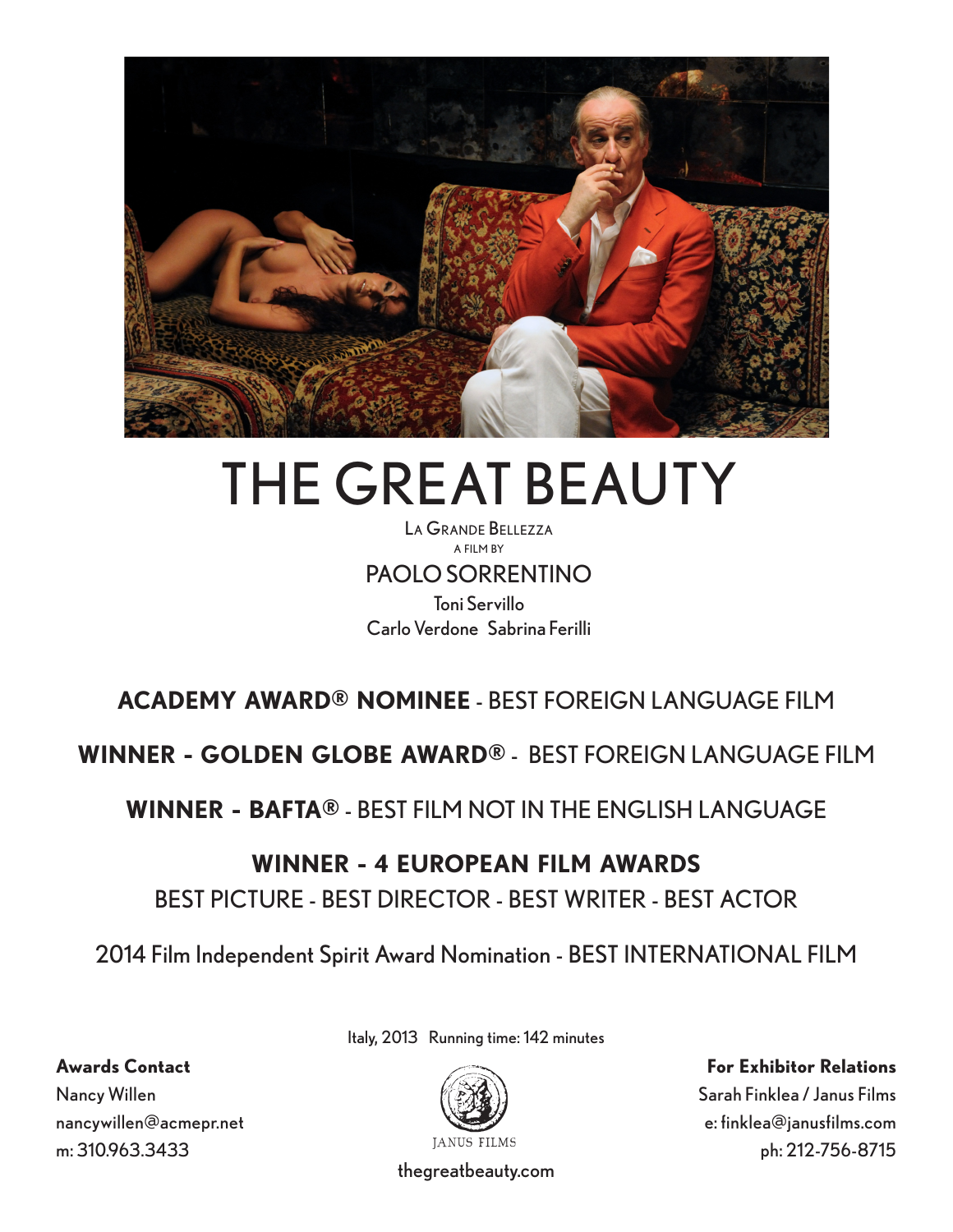# THE GREAT BEAUTY

LA GRANDE BELLEZZA

A FILM BY

## PAOLO SORRENTINO

Toni Servillo

Carlo Verdone   Sabrina Ferilli

**ACADEMY AWARD® NOMINEE** - BEST FOREIGN LANGUAGE FILM

**WINNER - GOLDEN GLOBE AWARD®** - BEST FOREIGN LANGUAGE FILM

**WINNER - BAFTA®** - BEST FILM NOT IN THE ENGLISH LANGUAGE

**WINNER - 4 EUROPEAN FILM AWARDS**

BEST PICTURE - BEST DIRECTOR - BEST WRITER - BEST ACTOR

2014 Film Independent Spirit Award Nomination - BEST INTERNATIONAL FILM

Italy, 2013   Running time: 142 minutes

**Awards Contact**
Nancy Willen
nancywillen@acmepr.net
m: 310.963.3433

JANUS FILMS

thegreatbeauty.com

**For Exhibitor Relations**
Sarah Finklea / Janus Films
e: finklea@janusfilms.com
ph: 212-756-8715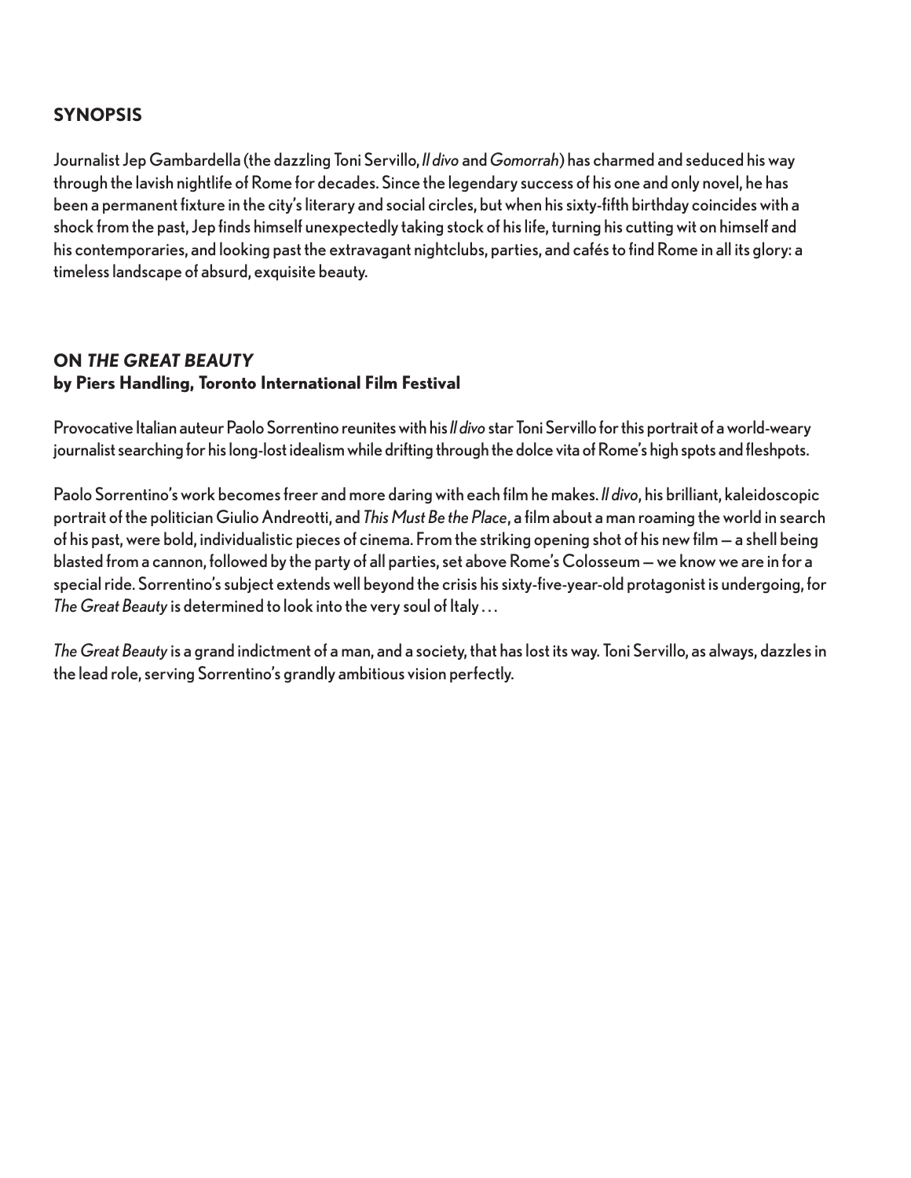## SYNOPSIS

Journalist Jep Gambardella (the dazzling Toni Servillo, *Il divo* and *Gomorrah*) has charmed and seduced his way through the lavish nightlife of Rome for decades. Since the legendary success of his one and only novel, he has been a permanent fixture in the city's literary and social circles, but when his sixty-fifth birthday coincides with a shock from the past, Jep finds himself unexpectedly taking stock of his life, turning his cutting wit on himself and his contemporaries, and looking past the extravagant nightclubs, parties, and cafés to find Rome in all its glory: a timeless landscape of absurd, exquisite beauty.

## ON *THE GREAT BEAUTY*

**by Piers Handling, Toronto International Film Festival**

Provocative Italian auteur Paolo Sorrentino reunites with his *Il divo* star Toni Servillo for this portrait of a world-weary journalist searching for his long-lost idealism while drifting through the dolce vita of Rome's high spots and fleshpots.

Paolo Sorrentino's work becomes freer and more daring with each film he makes. *Il divo*, his brilliant, kaleidoscopic portrait of the politician Giulio Andreotti, and *This Must Be the Place*, a film about a man roaming the world in search of his past, were bold, individualistic pieces of cinema. From the striking opening shot of his new film — a shell being blasted from a cannon, followed by the party of all parties, set above Rome's Colosseum — we know we are in for a special ride. Sorrentino's subject extends well beyond the crisis his sixty-five-year-old protagonist is undergoing, for *The Great Beauty* is determined to look into the very soul of Italy . . .

*The Great Beauty* is a grand indictment of a man, and a society, that has lost its way. Toni Servillo, as always, dazzles in the lead role, serving Sorrentino's grandly ambitious vision perfectly.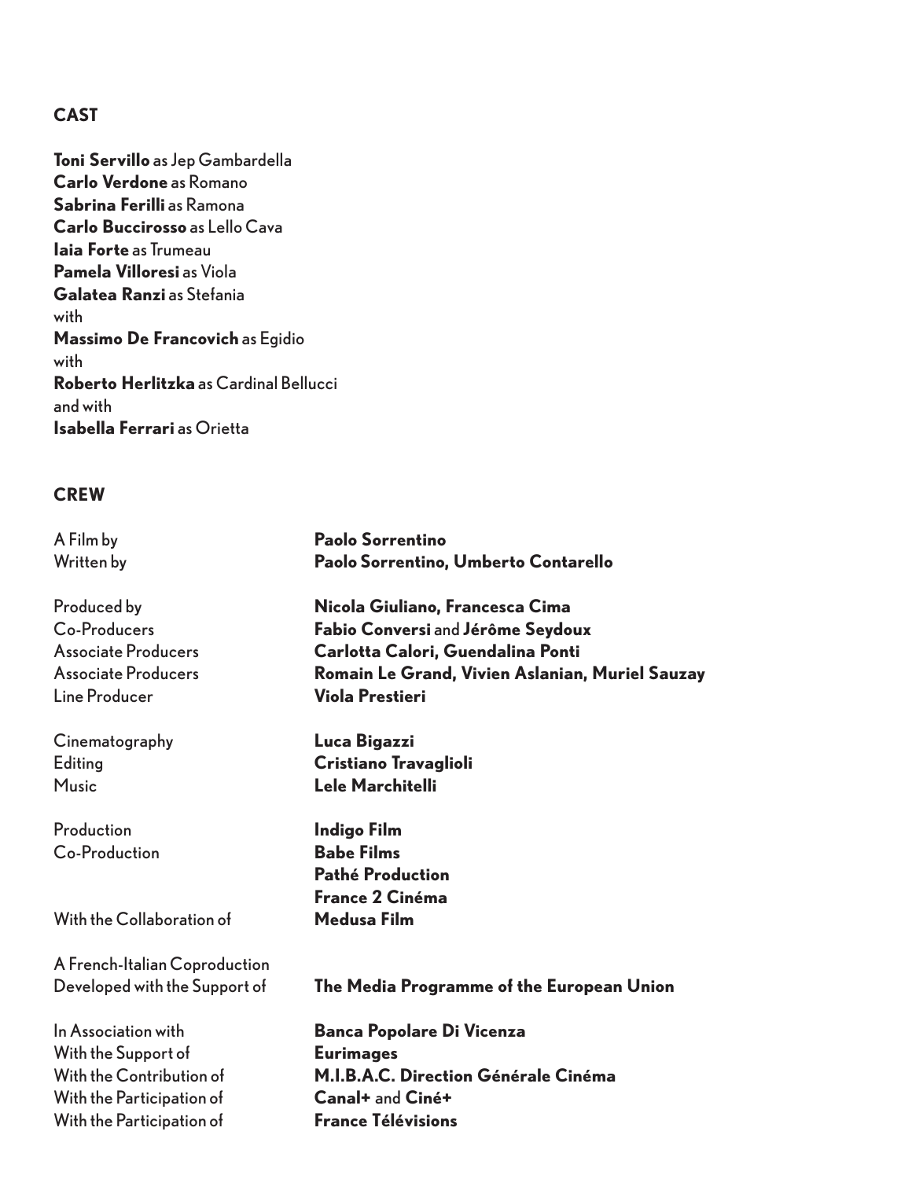## CAST

**Toni Servillo** as Jep Gambardella
**Carlo Verdone** as Romano
**Sabrina Ferilli** as Ramona
**Carlo Buccirosso** as Lello Cava
**Iaia Forte** as Trumeau
**Pamela Villoresi** as Viola
**Galatea Ranzi** as Stefania
with
**Massimo De Francovich** as Egidio
with
**Roberto Herlitzka** as Cardinal Bellucci
and with
**Isabella Ferrari** as Orietta

## CREW

| | |
|---|---|
| A Film by | **Paolo Sorrentino** |
| Written by | **Paolo Sorrentino, Umberto Contarello** |
| Produced by | **Nicola Giuliano, Francesca Cima** |
| Co-Producers | **Fabio Conversi** and **Jérôme Seydoux** |
| Associate Producers | **Carlotta Calori, Guendalina Ponti** |
| Associate Producers | **Romain Le Grand, Vivien Aslanian, Muriel Sauzay** |
| Line Producer | **Viola Prestieri** |
| Cinematography | **Luca Bigazzi** |
| Editing | **Cristiano Travaglioli** |
| Music | **Lele Marchitelli** |
| Production | **Indigo Film** |
| Co-Production | **Babe Films**<br>**Pathé Production**<br>**France 2 Cinéma** |
| With the Collaboration of | **Medusa Film** |
| A French-Italian Coproduction | |
| Developed with the Support of | **The Media Programme of the European Union** |
| In Association with | **Banca Popolare Di Vicenza** |
| With the Support of | **Eurimages** |
| With the Contribution of | **M.I.B.A.C. Direction Générale Cinéma** |
| With the Participation of | **Canal+** and **Ciné+** |
| With the Participation of | **France Télévisions** |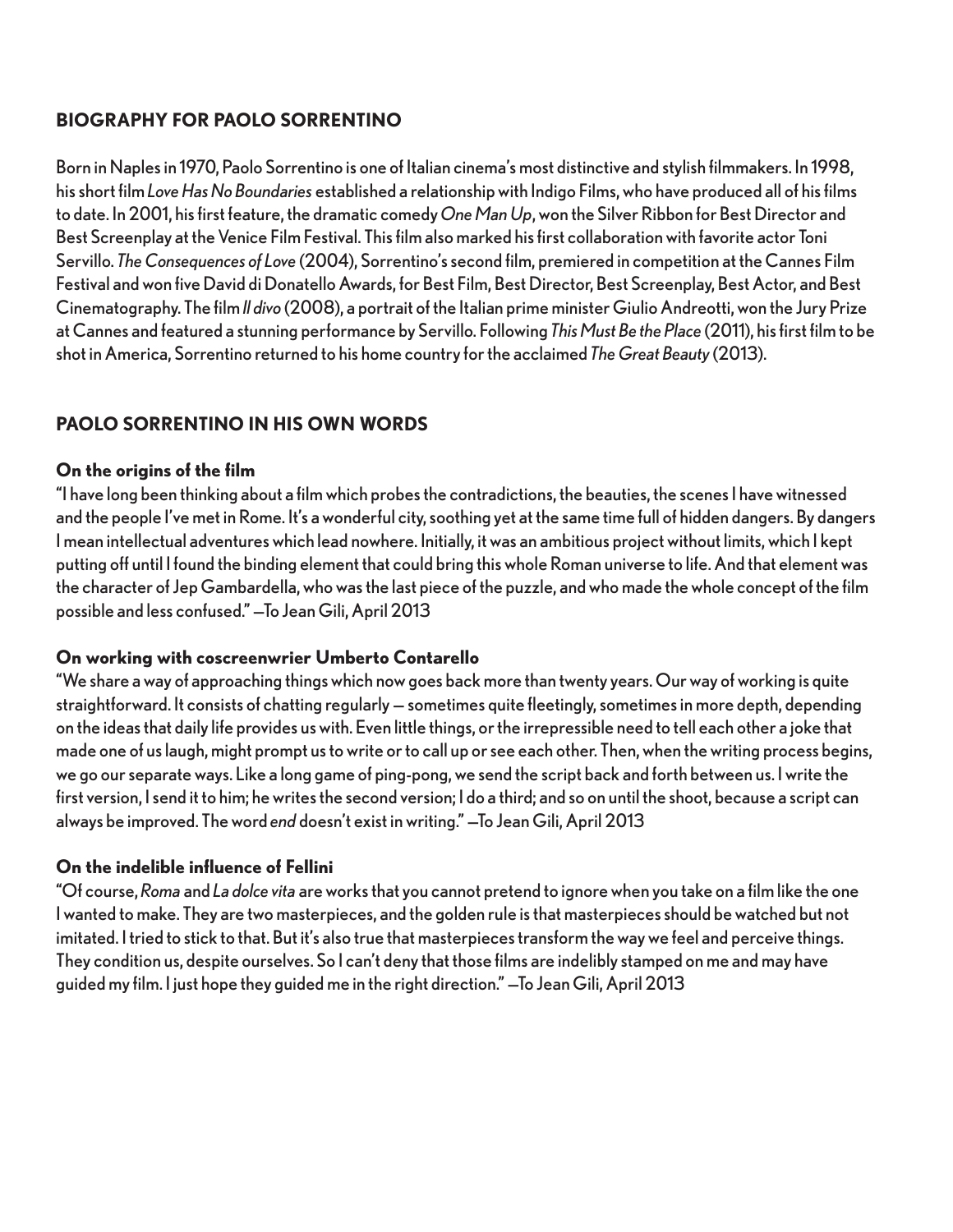## BIOGRAPHY FOR PAOLO SORRENTINO

Born in Naples in 1970, Paolo Sorrentino is one of Italian cinema's most distinctive and stylish filmmakers. In 1998, his short film *Love Has No Boundaries* established a relationship with Indigo Films, who have produced all of his films to date. In 2001, his first feature, the dramatic comedy *One Man Up*, won the Silver Ribbon for Best Director and Best Screenplay at the Venice Film Festival. This film also marked his first collaboration with favorite actor Toni Servillo. *The Consequences of Love* (2004), Sorrentino's second film, premiered in competition at the Cannes Film Festival and won five David di Donatello Awards, for Best Film, Best Director, Best Screenplay, Best Actor, and Best Cinematography. The film *Il divo* (2008), a portrait of the Italian prime minister Giulio Andreotti, won the Jury Prize at Cannes and featured a stunning performance by Servillo. Following *This Must Be the Place* (2011), his first film to be shot in America, Sorrentino returned to his home country for the acclaimed *The Great Beauty* (2013).

## PAOLO SORRENTINO IN HIS OWN WORDS

### On the origins of the film

"I have long been thinking about a film which probes the contradictions, the beauties, the scenes I have witnessed and the people I've met in Rome. It's a wonderful city, soothing yet at the same time full of hidden dangers. By dangers I mean intellectual adventures which lead nowhere. Initially, it was an ambitious project without limits, which I kept putting off until I found the binding element that could bring this whole Roman universe to life. And that element was the character of Jep Gambardella, who was the last piece of the puzzle, and who made the whole concept of the film possible and less confused." —To Jean Gili, April 2013

### On working with coscreenwrier Umberto Contarello

"We share a way of approaching things which now goes back more than twenty years. Our way of working is quite straightforward. It consists of chatting regularly — sometimes quite fleetingly, sometimes in more depth, depending on the ideas that daily life provides us with. Even little things, or the irrepressible need to tell each other a joke that made one of us laugh, might prompt us to write or to call up or see each other. Then, when the writing process begins, we go our separate ways. Like a long game of ping-pong, we send the script back and forth between us. I write the first version, I send it to him; he writes the second version; I do a third; and so on until the shoot, because a script can always be improved. The word *end* doesn't exist in writing." —To Jean Gili, April 2013

### On the indelible influence of Fellini

"Of course, *Roma* and *La dolce vita* are works that you cannot pretend to ignore when you take on a film like the one I wanted to make. They are two masterpieces, and the golden rule is that masterpieces should be watched but not imitated. I tried to stick to that. But it's also true that masterpieces transform the way we feel and perceive things. They condition us, despite ourselves. So I can't deny that those films are indelibly stamped on me and may have guided my film. I just hope they guided me in the right direction." —To Jean Gili, April 2013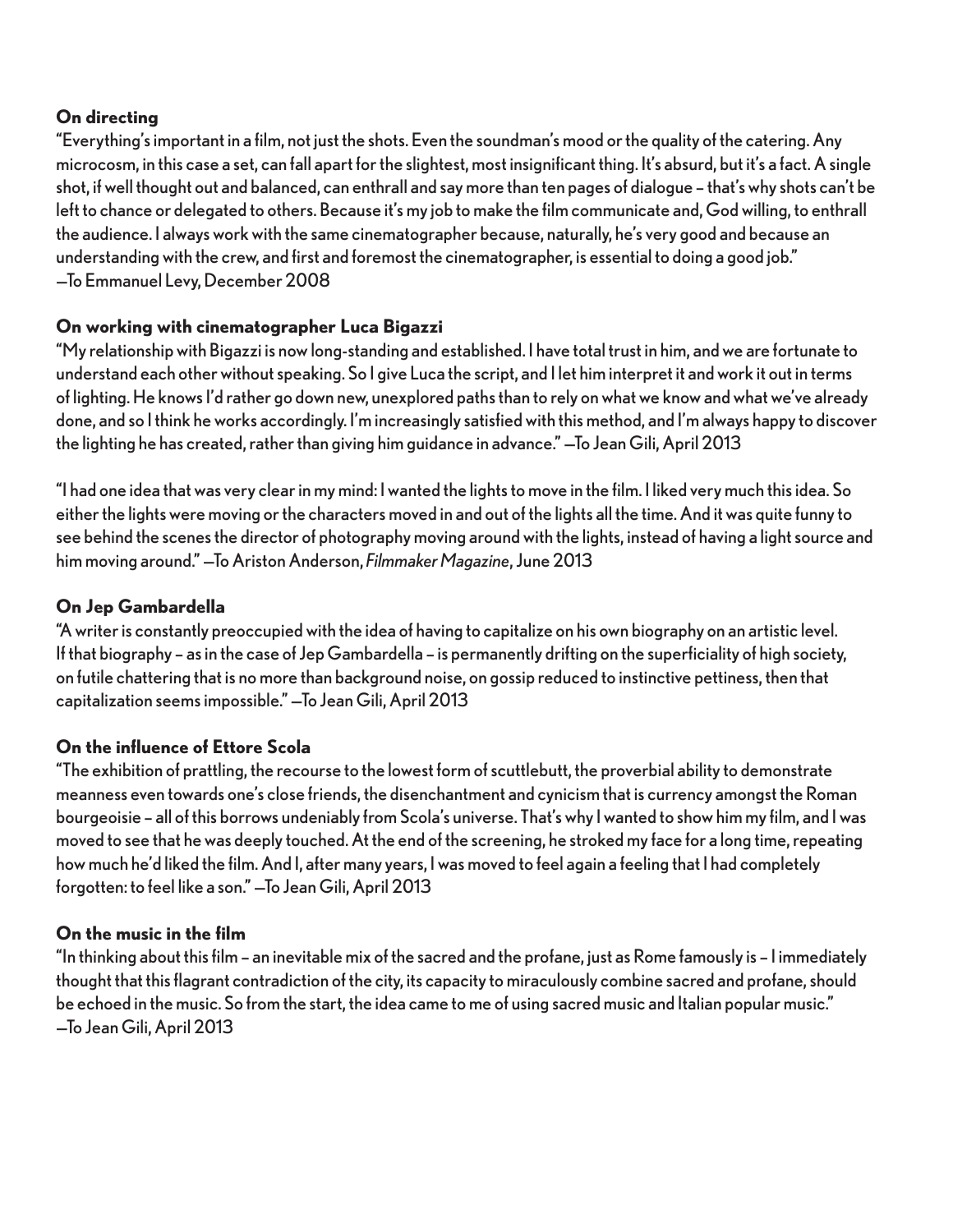### On directing

"Everything's important in a film, not just the shots. Even the soundman's mood or the quality of the catering. Any microcosm, in this case a set, can fall apart for the slightest, most insignificant thing. It's absurd, but it's a fact. A single shot, if well thought out and balanced, can enthrall and say more than ten pages of dialogue – that's why shots can't be left to chance or delegated to others. Because it's my job to make the film communicate and, God willing, to enthrall the audience. I always work with the same cinematographer because, naturally, he's very good and because an understanding with the crew, and first and foremost the cinematographer, is essential to doing a good job."
—To Emmanuel Levy, December 2008

### On working with cinematographer Luca Bigazzi

"My relationship with Bigazzi is now long-standing and established. I have total trust in him, and we are fortunate to understand each other without speaking. So I give Luca the script, and I let him interpret it and work it out in terms of lighting. He knows I'd rather go down new, unexplored paths than to rely on what we know and what we've already done, and so I think he works accordingly. I'm increasingly satisfied with this method, and I'm always happy to discover the lighting he has created, rather than giving him guidance in advance." —To Jean Gili, April 2013

"I had one idea that was very clear in my mind: I wanted the lights to move in the film. I liked very much this idea. So either the lights were moving or the characters moved in and out of the lights all the time. And it was quite funny to see behind the scenes the director of photography moving around with the lights, instead of having a light source and him moving around." —To Ariston Anderson, *Filmmaker Magazine*, June 2013

### On Jep Gambardella

"A writer is constantly preoccupied with the idea of having to capitalize on his own biography on an artistic level. If that biography – as in the case of Jep Gambardella – is permanently drifting on the superficiality of high society, on futile chattering that is no more than background noise, on gossip reduced to instinctive pettiness, then that capitalization seems impossible." —To Jean Gili, April 2013

### On the influence of Ettore Scola

"The exhibition of prattling, the recourse to the lowest form of scuttlebutt, the proverbial ability to demonstrate meanness even towards one's close friends, the disenchantment and cynicism that is currency amongst the Roman bourgeoisie – all of this borrows undeniably from Scola's universe. That's why I wanted to show him my film, and I was moved to see that he was deeply touched. At the end of the screening, he stroked my face for a long time, repeating how much he'd liked the film. And I, after many years, I was moved to feel again a feeling that I had completely forgotten: to feel like a son." —To Jean Gili, April 2013

### On the music in the film

"In thinking about this film – an inevitable mix of the sacred and the profane, just as Rome famously is – I immediately thought that this flagrant contradiction of the city, its capacity to miraculously combine sacred and profane, should be echoed in the music. So from the start, the idea came to me of using sacred music and Italian popular music."
—To Jean Gili, April 2013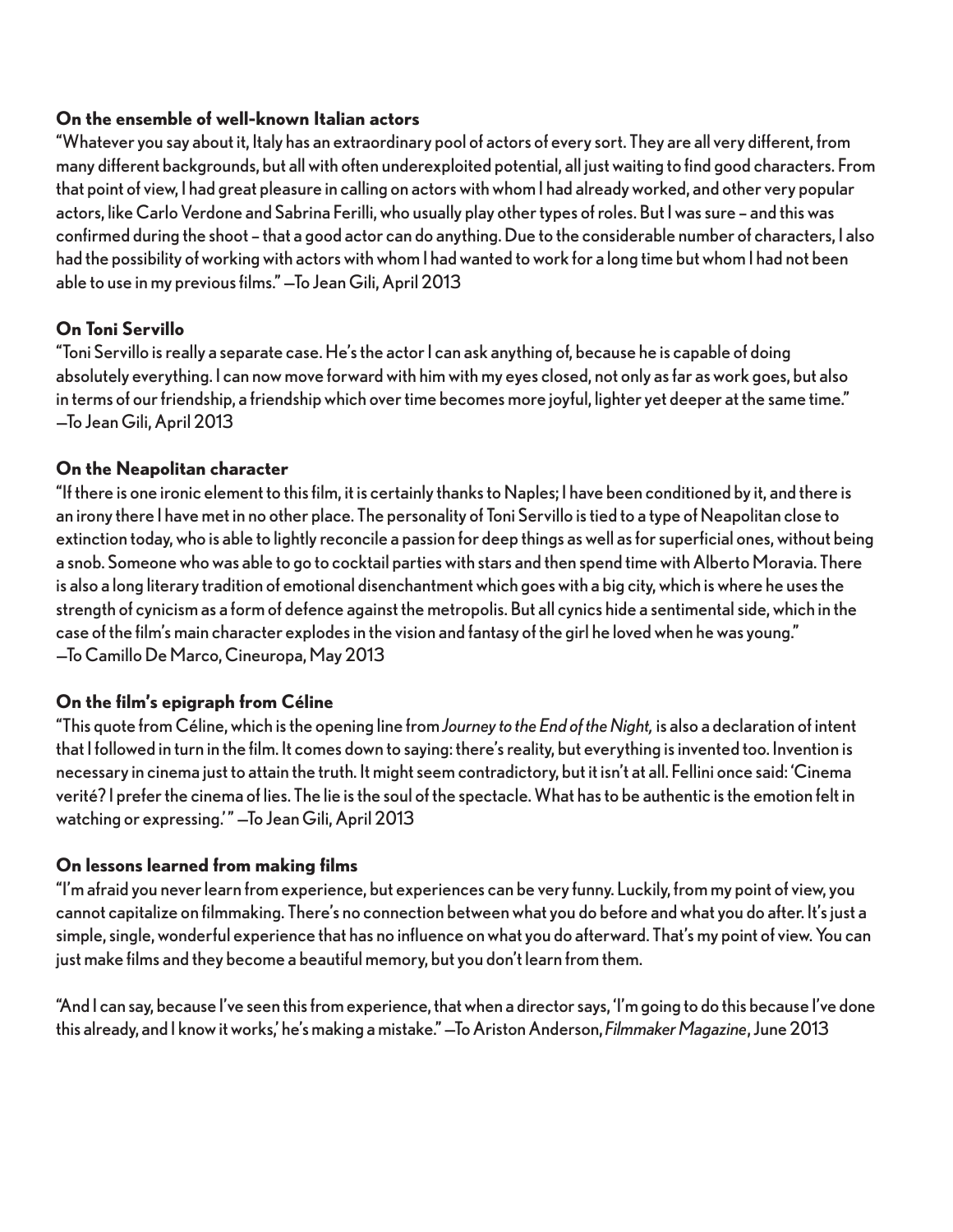### On the ensemble of well-known Italian actors

"Whatever you say about it, Italy has an extraordinary pool of actors of every sort. They are all very different, from many different backgrounds, but all with often underexploited potential, all just waiting to find good characters. From that point of view, I had great pleasure in calling on actors with whom I had already worked, and other very popular actors, like Carlo Verdone and Sabrina Ferilli, who usually play other types of roles. But I was sure – and this was confirmed during the shoot – that a good actor can do anything. Due to the considerable number of characters, I also had the possibility of working with actors with whom I had wanted to work for a long time but whom I had not been able to use in my previous films." —To Jean Gili, April 2013

### On Toni Servillo

"Toni Servillo is really a separate case. He's the actor I can ask anything of, because he is capable of doing absolutely everything. I can now move forward with him with my eyes closed, not only as far as work goes, but also in terms of our friendship, a friendship which over time becomes more joyful, lighter yet deeper at the same time." —To Jean Gili, April 2013

### On the Neapolitan character

"If there is one ironic element to this film, it is certainly thanks to Naples; I have been conditioned by it, and there is an irony there I have met in no other place. The personality of Toni Servillo is tied to a type of Neapolitan close to extinction today, who is able to lightly reconcile a passion for deep things as well as for superficial ones, without being a snob. Someone who was able to go to cocktail parties with stars and then spend time with Alberto Moravia. There is also a long literary tradition of emotional disenchantment which goes with a big city, which is where he uses the strength of cynicism as a form of defence against the metropolis. But all cynics hide a sentimental side, which in the case of the film's main character explodes in the vision and fantasy of the girl he loved when he was young." —To Camillo De Marco, Cineuropa, May 2013

### On the film's epigraph from Céline

"This quote from Céline, which is the opening line from *Journey to the End of the Night,* is also a declaration of intent that I followed in turn in the film. It comes down to saying: there's reality, but everything is invented too. Invention is necessary in cinema just to attain the truth. It might seem contradictory, but it isn't at all. Fellini once said: 'Cinema verité? I prefer the cinema of lies. The lie is the soul of the spectacle. What has to be authentic is the emotion felt in watching or expressing.'" —To Jean Gili, April 2013

### On lessons learned from making films

"I'm afraid you never learn from experience, but experiences can be very funny. Luckily, from my point of view, you cannot capitalize on filmmaking. There's no connection between what you do before and what you do after. It's just a simple, single, wonderful experience that has no influence on what you do afterward. That's my point of view. You can just make films and they become a beautiful memory, but you don't learn from them.

"And I can say, because I've seen this from experience, that when a director says, 'I'm going to do this because I've done this already, and I know it works,' he's making a mistake." —To Ariston Anderson, *Filmmaker Magazine*, June 2013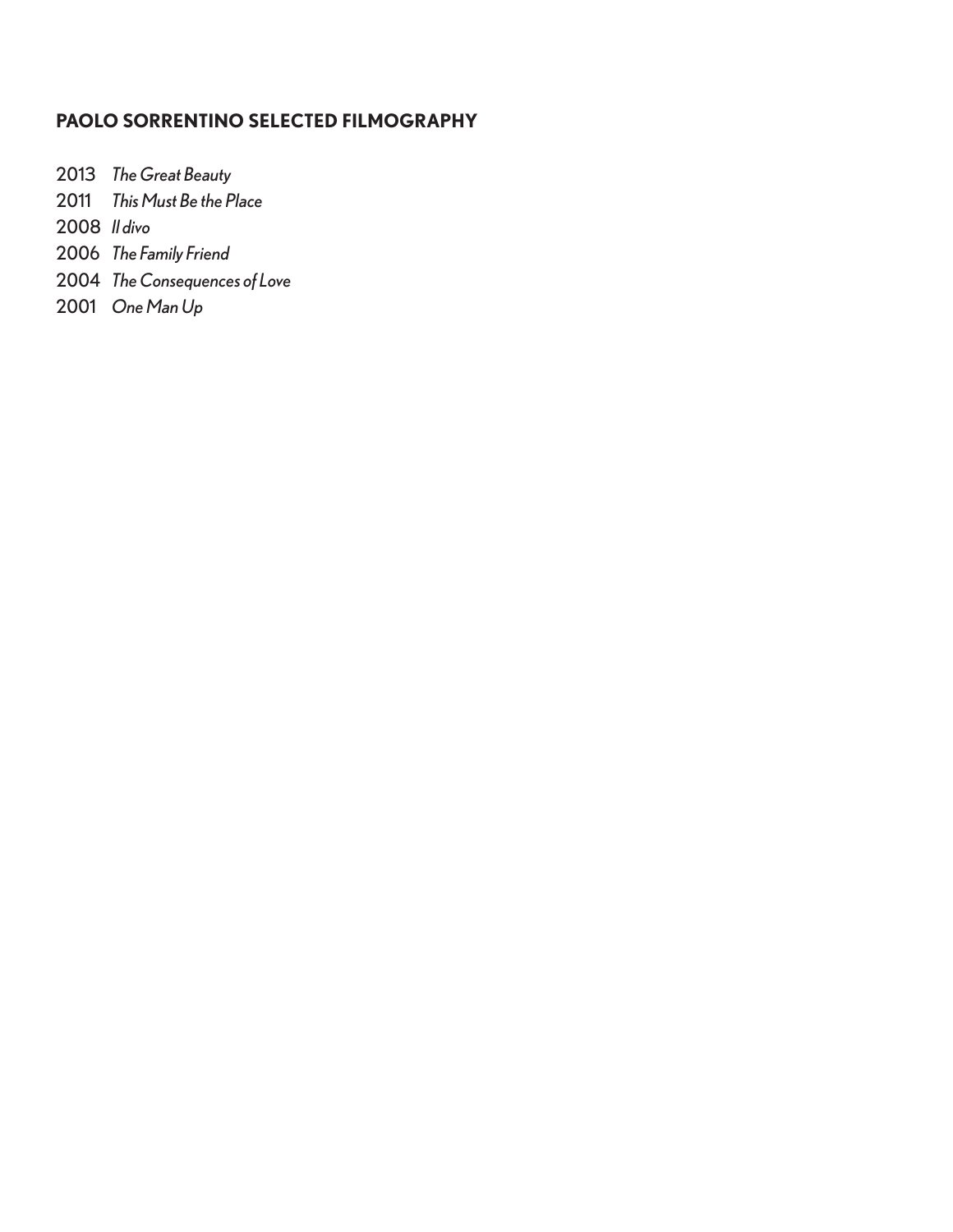## PAOLO SORRENTINO SELECTED FILMOGRAPHY

2013 *The Great Beauty*
2011 *This Must Be the Place*
2008 *Il divo*
2006 *The Family Friend*
2004 *The Consequences of Love*
2001 *One Man Up*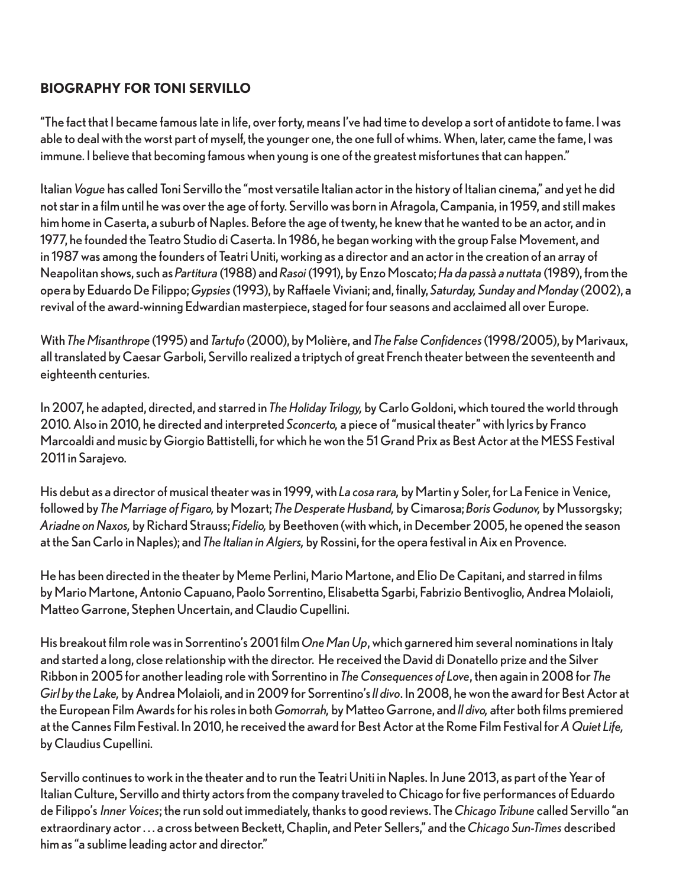## BIOGRAPHY FOR TONI SERVILLO

"The fact that I became famous late in life, over forty, means I've had time to develop a sort of antidote to fame. I was able to deal with the worst part of myself, the younger one, the one full of whims. When, later, came the fame, I was immune. I believe that becoming famous when young is one of the greatest misfortunes that can happen."

Italian *Vogue* has called Toni Servillo the "most versatile Italian actor in the history of Italian cinema," and yet he did not star in a film until he was over the age of forty. Servillo was born in Afragola, Campania, in 1959, and still makes him home in Caserta, a suburb of Naples. Before the age of twenty, he knew that he wanted to be an actor, and in 1977, he founded the Teatro Studio di Caserta. In 1986, he began working with the group False Movement, and in 1987 was among the founders of Teatri Uniti, working as a director and an actor in the creation of an array of Neapolitan shows, such as *Partitura* (1988) and *Rasoi* (1991), by Enzo Moscato; *Ha da passà a nuttata* (1989), from the opera by Eduardo De Filippo; *Gypsies* (1993), by Raffaele Viviani; and, finally, *Saturday, Sunday and Monday* (2002), a revival of the award-winning Edwardian masterpiece, staged for four seasons and acclaimed all over Europe.

With *The Misanthrope* (1995) and *Tartufo* (2000), by Molière, and *The False Confidences* (1998/2005), by Marivaux, all translated by Caesar Garboli, Servillo realized a triptych of great French theater between the seventeenth and eighteenth centuries.

In 2007, he adapted, directed, and starred in *The Holiday Trilogy,* by Carlo Goldoni, which toured the world through 2010. Also in 2010, he directed and interpreted *Sconcerto,* a piece of "musical theater" with lyrics by Franco Marcoaldi and music by Giorgio Battistelli, for which he won the 51 Grand Prix as Best Actor at the MESS Festival 2011 in Sarajevo.

His debut as a director of musical theater was in 1999, with *La cosa rara,* by Martin y Soler, for La Fenice in Venice, followed by *The Marriage of Figaro,* by Mozart; *The Desperate Husband,* by Cimarosa; *Boris Godunov,* by Mussorgsky; *Ariadne on Naxos,* by Richard Strauss; *Fidelio,* by Beethoven (with which, in December 2005, he opened the season at the San Carlo in Naples); and *The Italian in Algiers,* by Rossini, for the opera festival in Aix en Provence.

He has been directed in the theater by Meme Perlini, Mario Martone, and Elio De Capitani, and starred in films by Mario Martone, Antonio Capuano, Paolo Sorrentino, Elisabetta Sgarbi, Fabrizio Bentivoglio, Andrea Molaioli, Matteo Garrone, Stephen Uncertain, and Claudio Cupellini.

His breakout film role was in Sorrentino's 2001 film *One Man Up*, which garnered him several nominations in Italy and started a long, close relationship with the director. He received the David di Donatello prize and the Silver Ribbon in 2005 for another leading role with Sorrentino in *The Consequences of Love*, then again in 2008 for *The Girl by the Lake,* by Andrea Molaioli, and in 2009 for Sorrentino's *Il divo*. In 2008, he won the award for Best Actor at the European Film Awards for his roles in both *Gomorrah,* by Matteo Garrone, and *Il divo,* after both films premiered at the Cannes Film Festival. In 2010, he received the award for Best Actor at the Rome Film Festival for *A Quiet Life,* by Claudius Cupellini.

Servillo continues to work in the theater and to run the Teatri Uniti in Naples. In June 2013, as part of the Year of Italian Culture, Servillo and thirty actors from the company traveled to Chicago for five performances of Eduardo de Filippo's *Inner Voices*; the run sold out immediately, thanks to good reviews. The *Chicago Tribune* called Servillo "an extraordinary actor . . . a cross between Beckett, Chaplin, and Peter Sellers," and the *Chicago Sun-Times* described him as "a sublime leading actor and director."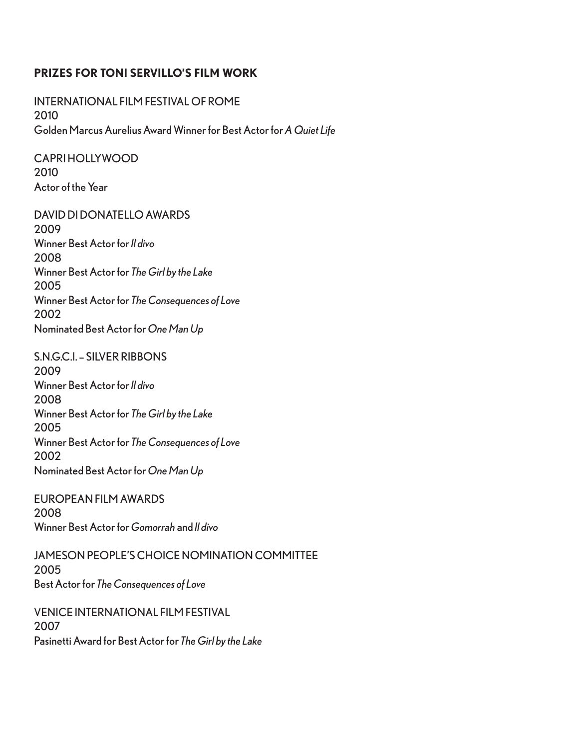## PRIZES FOR TONI SERVILLO'S FILM WORK

INTERNATIONAL FILM FESTIVAL OF ROME
2010
Golden Marcus Aurelius Award Winner for Best Actor for *A Quiet Life*

CAPRI HOLLYWOOD
2010
Actor of the Year

DAVID DI DONATELLO AWARDS
2009
Winner Best Actor for *Il divo*
2008
Winner Best Actor for *The Girl by the Lake*
2005
Winner Best Actor for *The Consequences of Love*
2002
Nominated Best Actor for *One Man Up*

S.N.G.C.I. – SILVER RIBBONS
2009
Winner Best Actor for *Il divo*
2008
Winner Best Actor for *The Girl by the Lake*
2005
Winner Best Actor for *The Consequences of Love*
2002
Nominated Best Actor for *One Man Up*

EUROPEAN FILM AWARDS
2008
Winner Best Actor for *Gomorrah* and *Il divo*

JAMESON PEOPLE'S CHOICE NOMINATION COMMITTEE
2005
Best Actor for *The Consequences of Love*

VENICE INTERNATIONAL FILM FESTIVAL
2007
Pasinetti Award for Best Actor for *The Girl by the Lake*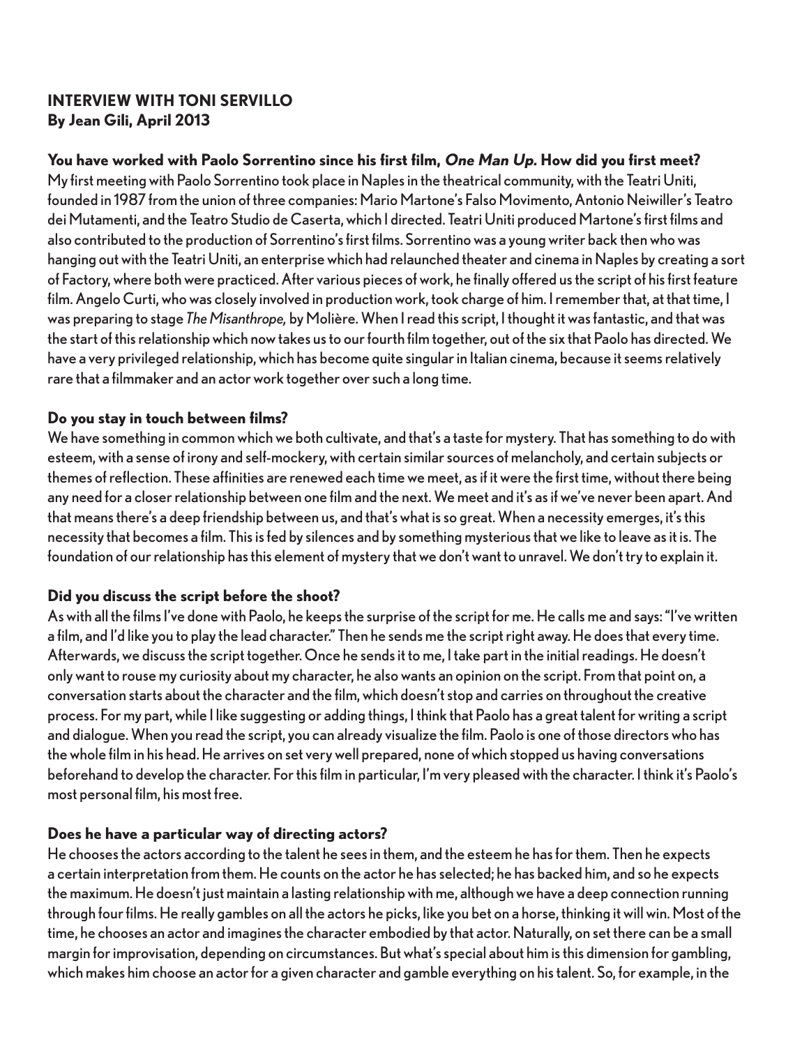**INTERVIEW WITH TONI SERVILLO**
**By Jean Gili, April 2013**

**You have worked with Paolo Sorrentino since his first film, *One Man Up.* How did you first meet?**
My first meeting with Paolo Sorrentino took place in Naples in the theatrical community, with the Teatri Uniti, founded in 1987 from the union of three companies: Mario Martone's Falso Movimento, Antonio Neiwiller's Teatro dei Mutamenti, and the Teatro Studio de Caserta, which I directed. Teatri Uniti produced Martone's first films and also contributed to the production of Sorrentino's first films. Sorrentino was a young writer back then who was hanging out with the Teatri Uniti, an enterprise which had relaunched theater and cinema in Naples by creating a sort of Factory, where both were practiced. After various pieces of work, he finally offered us the script of his first feature film. Angelo Curti, who was closely involved in production work, took charge of him. I remember that, at that time, I was preparing to stage *The Misanthrope,* by Molière. When I read this script, I thought it was fantastic, and that was the start of this relationship which now takes us to our fourth film together, out of the six that Paolo has directed. We have a very privileged relationship, which has become quite singular in Italian cinema, because it seems relatively rare that a filmmaker and an actor work together over such a long time.

**Do you stay in touch between films?**
We have something in common which we both cultivate, and that's a taste for mystery. That has something to do with esteem, with a sense of irony and self-mockery, with certain similar sources of melancholy, and certain subjects or themes of reflection. These affinities are renewed each time we meet, as if it were the first time, without there being any need for a closer relationship between one film and the next. We meet and it's as if we've never been apart. And that means there's a deep friendship between us, and that's what is so great. When a necessity emerges, it's this necessity that becomes a film. This is fed by silences and by something mysterious that we like to leave as it is. The foundation of our relationship has this element of mystery that we don't want to unravel. We don't try to explain it.

**Did you discuss the script before the shoot?**
As with all the films I've done with Paolo, he keeps the surprise of the script for me. He calls me and says: "I've written a film, and I'd like you to play the lead character." Then he sends me the script right away. He does that every time. Afterwards, we discuss the script together. Once he sends it to me, I take part in the initial readings. He doesn't only want to rouse my curiosity about my character, he also wants an opinion on the script. From that point on, a conversation starts about the character and the film, which doesn't stop and carries on throughout the creative process. For my part, while I like suggesting or adding things, I think that Paolo has a great talent for writing a script and dialogue. When you read the script, you can already visualize the film. Paolo is one of those directors who has the whole film in his head. He arrives on set very well prepared, none of which stopped us having conversations beforehand to develop the character. For this film in particular, I'm very pleased with the character. I think it's Paolo's most personal film, his most free.

**Does he have a particular way of directing actors?**
He chooses the actors according to the talent he sees in them, and the esteem he has for them. Then he expects a certain interpretation from them. He counts on the actor he has selected; he has backed him, and so he expects the maximum. He doesn't just maintain a lasting relationship with me, although we have a deep connection running through four films. He really gambles on all the actors he picks, like you bet on a horse, thinking it will win. Most of the time, he chooses an actor and imagines the character embodied by that actor. Naturally, on set there can be a small margin for improvisation, depending on circumstances. But what's special about him is this dimension for gambling, which makes him choose an actor for a given character and gamble everything on his talent. So, for example, in the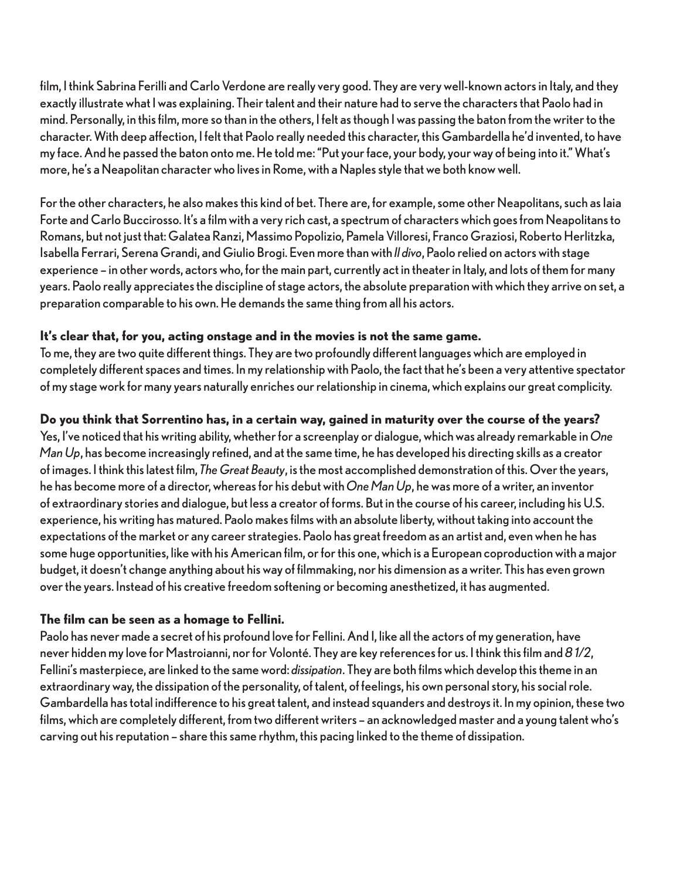film, I think Sabrina Ferilli and Carlo Verdone are really very good. They are very well-known actors in Italy, and they exactly illustrate what I was explaining. Their talent and their nature had to serve the characters that Paolo had in mind. Personally, in this film, more so than in the others, I felt as though I was passing the baton from the writer to the character. With deep affection, I felt that Paolo really needed this character, this Gambardella he'd invented, to have my face. And he passed the baton onto me. He told me: "Put your face, your body, your way of being into it." What's more, he's a Neapolitan character who lives in Rome, with a Naples style that we both know well.

For the other characters, he also makes this kind of bet. There are, for example, some other Neapolitans, such as Iaia Forte and Carlo Buccirosso. It's a film with a very rich cast, a spectrum of characters which goes from Neapolitans to Romans, but not just that: Galatea Ranzi, Massimo Popolizio, Pamela Villoresi, Franco Graziosi, Roberto Herlitzka, Isabella Ferrari, Serena Grandi, and Giulio Brogi. Even more than with *Il divo*, Paolo relied on actors with stage experience – in other words, actors who, for the main part, currently act in theater in Italy, and lots of them for many years. Paolo really appreciates the discipline of stage actors, the absolute preparation with which they arrive on set, a preparation comparable to his own. He demands the same thing from all his actors.

**It's clear that, for you, acting onstage and in the movies is not the same game.**
To me, they are two quite different things. They are two profoundly different languages which are employed in completely different spaces and times. In my relationship with Paolo, the fact that he's been a very attentive spectator of my stage work for many years naturally enriches our relationship in cinema, which explains our great complicity.

**Do you think that Sorrentino has, in a certain way, gained in maturity over the course of the years?**
Yes, I've noticed that his writing ability, whether for a screenplay or dialogue, which was already remarkable in *One Man Up*, has become increasingly refined, and at the same time, he has developed his directing skills as a creator of images. I think this latest film, *The Great Beauty*, is the most accomplished demonstration of this. Over the years, he has become more of a director, whereas for his debut with *One Man Up*, he was more of a writer, an inventor of extraordinary stories and dialogue, but less a creator of forms. But in the course of his career, including his U.S. experience, his writing has matured. Paolo makes films with an absolute liberty, without taking into account the expectations of the market or any career strategies. Paolo has great freedom as an artist and, even when he has some huge opportunities, like with his American film, or for this one, which is a European coproduction with a major budget, it doesn't change anything about his way of filmmaking, nor his dimension as a writer. This has even grown over the years. Instead of his creative freedom softening or becoming anesthetized, it has augmented.

**The film can be seen as a homage to Fellini.**
Paolo has never made a secret of his profound love for Fellini. And I, like all the actors of my generation, have never hidden my love for Mastroianni, nor for Volonté. They are key references for us. I think this film and *8 1/2*, Fellini's masterpiece, are linked to the same word: *dissipation*. They are both films which develop this theme in an extraordinary way, the dissipation of the personality, of talent, of feelings, his own personal story, his social role. Gambardella has total indifference to his great talent, and instead squanders and destroys it. In my opinion, these two films, which are completely different, from two different writers – an acknowledged master and a young talent who's carving out his reputation – share this same rhythm, this pacing linked to the theme of dissipation.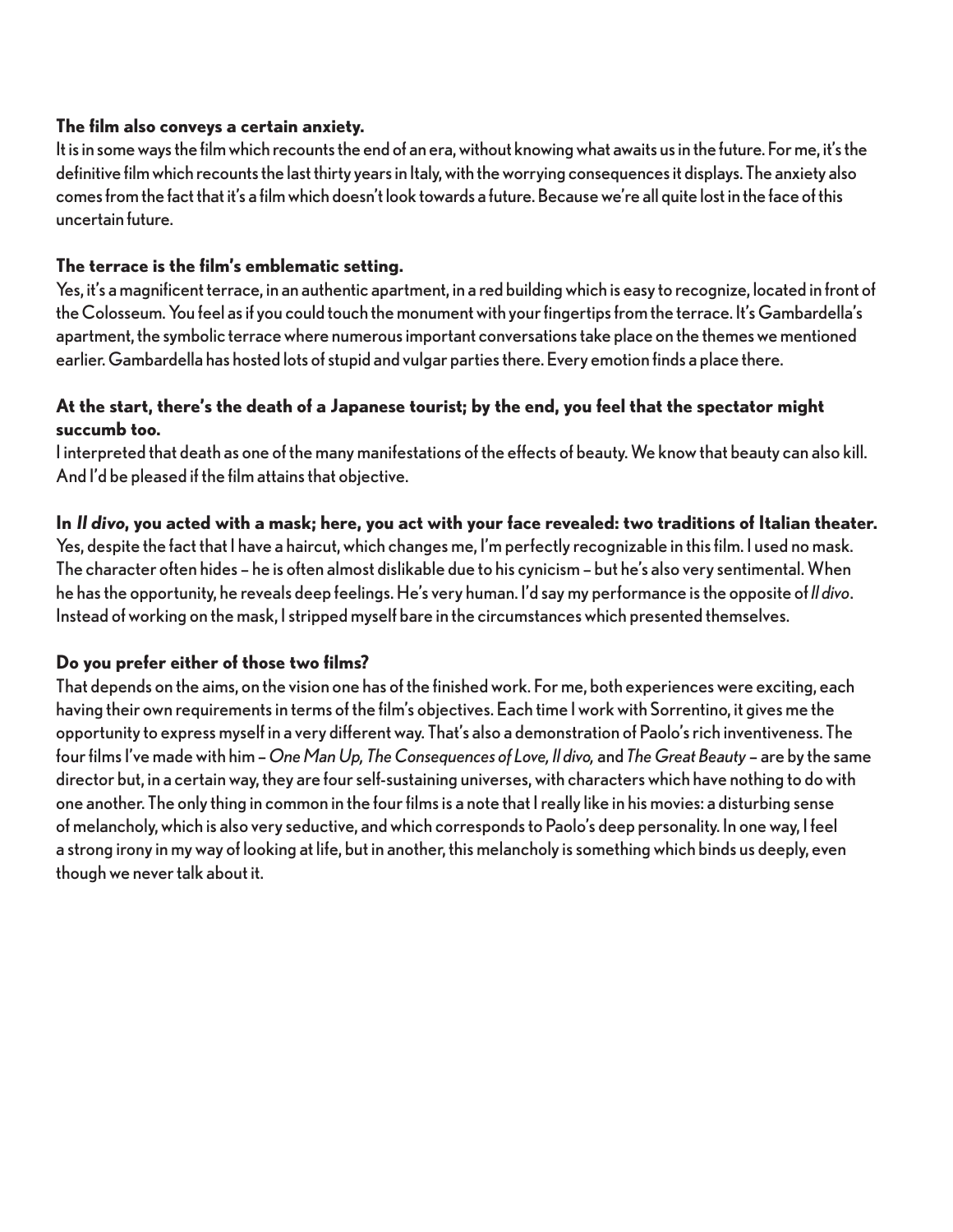**The film also conveys a certain anxiety.**

It is in some ways the film which recounts the end of an era, without knowing what awaits us in the future. For me, it's the definitive film which recounts the last thirty years in Italy, with the worrying consequences it displays. The anxiety also comes from the fact that it's a film which doesn't look towards a future. Because we're all quite lost in the face of this uncertain future.

**The terrace is the film's emblematic setting.**

Yes, it's a magnificent terrace, in an authentic apartment, in a red building which is easy to recognize, located in front of the Colosseum. You feel as if you could touch the monument with your fingertips from the terrace. It's Gambardella's apartment, the symbolic terrace where numerous important conversations take place on the themes we mentioned earlier. Gambardella has hosted lots of stupid and vulgar parties there. Every emotion finds a place there.

**At the start, there's the death of a Japanese tourist; by the end, you feel that the spectator might succumb too.**

I interpreted that death as one of the many manifestations of the effects of beauty. We know that beauty can also kill. And I'd be pleased if the film attains that objective.

**In *Il divo*, you acted with a mask; here, you act with your face revealed: two traditions of Italian theater.**

Yes, despite the fact that I have a haircut, which changes me, I'm perfectly recognizable in this film. I used no mask. The character often hides – he is often almost dislikable due to his cynicism – but he's also very sentimental. When he has the opportunity, he reveals deep feelings. He's very human. I'd say my performance is the opposite of *Il divo*. Instead of working on the mask, I stripped myself bare in the circumstances which presented themselves.

**Do you prefer either of those two films?**

That depends on the aims, on the vision one has of the finished work. For me, both experiences were exciting, each having their own requirements in terms of the film's objectives. Each time I work with Sorrentino, it gives me the opportunity to express myself in a very different way. That's also a demonstration of Paolo's rich inventiveness. The four films I've made with him – *One Man Up, The Consequences of Love, Il divo,* and *The Great Beauty* – are by the same director but, in a certain way, they are four self-sustaining universes, with characters which have nothing to do with one another. The only thing in common in the four films is a note that I really like in his movies: a disturbing sense of melancholy, which is also very seductive, and which corresponds to Paolo's deep personality. In one way, I feel a strong irony in my way of looking at life, but in another, this melancholy is something which binds us deeply, even though we never talk about it.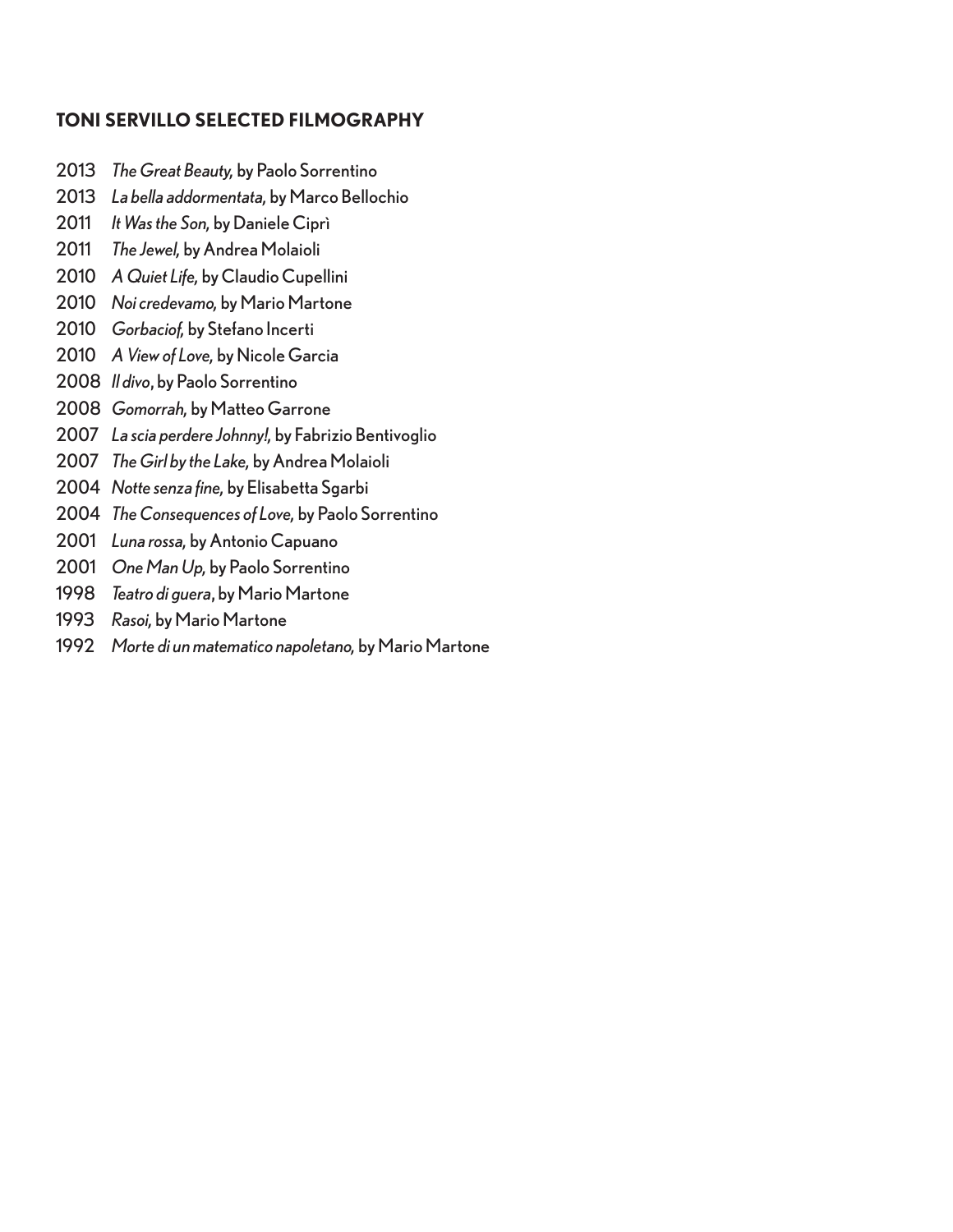**TONI SERVILLO SELECTED FILMOGRAPHY**

2013 *The Great Beauty,* by Paolo Sorrentino
2013 *La bella addormentata,* by Marco Bellochio
2011 *It Was the Son,* by Daniele Ciprì
2011 *The Jewel,* by Andrea Molaioli
2010 *A Quiet Life,* by Claudio Cupellini
2010 *Noi credevamo,* by Mario Martone
2010 *Gorbaciof,* by Stefano Incerti
2010 *A View of Love,* by Nicole Garcia
2008 *Il divo*, by Paolo Sorrentino
2008 *Gomorrah,* by Matteo Garrone
2007 *La scia perdere Johnny!,* by Fabrizio Bentivoglio
2007 *The Girl by the Lake,* by Andrea Molaioli
2004 *Notte senza fine,* by Elisabetta Sgarbi
2004 *The Consequences of Love,* by Paolo Sorrentino
2001 *Luna rossa,* by Antonio Capuano
2001 *One Man Up,* by Paolo Sorrentino
1998 *Teatro di guera*, by Mario Martone
1993 *Rasoi,* by Mario Martone
1992 *Morte di un matematico napoletano,* by Mario Martone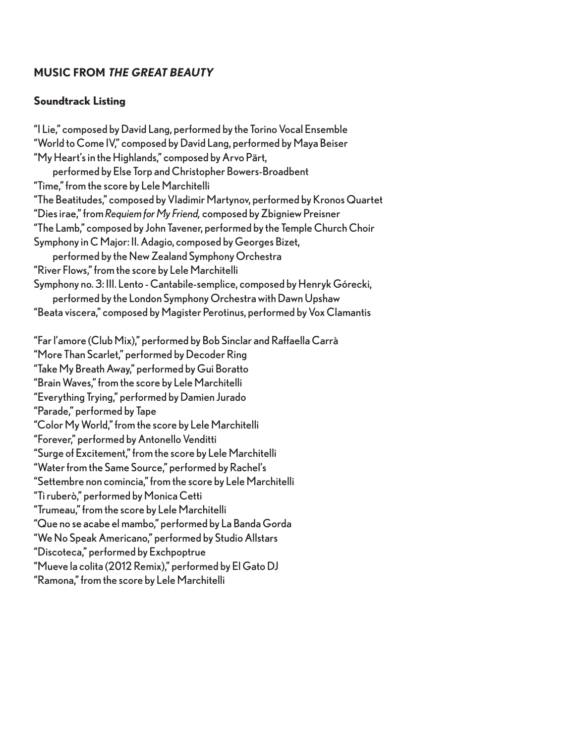## MUSIC FROM *THE GREAT BEAUTY*

### Soundtrack Listing

"I Lie," composed by David Lang, performed by the Torino Vocal Ensemble
"World to Come IV," composed by David Lang, performed by Maya Beiser
"My Heart's in the Highlands," composed by Arvo Pärt,
performed by Else Torp and Christopher Bowers-Broadbent
"Time," from the score by Lele Marchitelli
"The Beatitudes," composed by Vladimir Martynov, performed by Kronos Quartet
"Dies irae," from *Requiem for My Friend,* composed by Zbigniew Preisner
"The Lamb," composed by John Tavener, performed by the Temple Church Choir
Symphony in C Major: II. Adagio, composed by Georges Bizet,
performed by the New Zealand Symphony Orchestra
"River Flows," from the score by Lele Marchitelli
Symphony no. 3: III. Lento - Cantabile-semplice, composed by Henryk Górecki,
performed by the London Symphony Orchestra with Dawn Upshaw
"Beata viscera," composed by Magister Perotinus, performed by Vox Clamantis

"Far l'amore (Club Mix)," performed by Bob Sinclar and Raffaella Carrà
"More Than Scarlet," performed by Decoder Ring
"Take My Breath Away," performed by Gui Boratto
"Brain Waves," from the score by Lele Marchitelli
"Everything Trying," performed by Damien Jurado
"Parade," performed by Tape
"Color My World," from the score by Lele Marchitelli
"Forever," performed by Antonello Venditti
"Surge of Excitement," from the score by Lele Marchitelli
"Water from the Same Source," performed by Rachel's
"Settembre non comincia," from the score by Lele Marchitelli
"Ti ruberò," performed by Monica Cetti
"Trumeau," from the score by Lele Marchitelli
"Que no se acabe el mambo," performed by La Banda Gorda
"We No Speak Americano," performed by Studio Allstars
"Discoteca," performed by Exchpoptrue
"Mueve la colita (2012 Remix)," performed by El Gato DJ
"Ramona," from the score by Lele Marchitelli